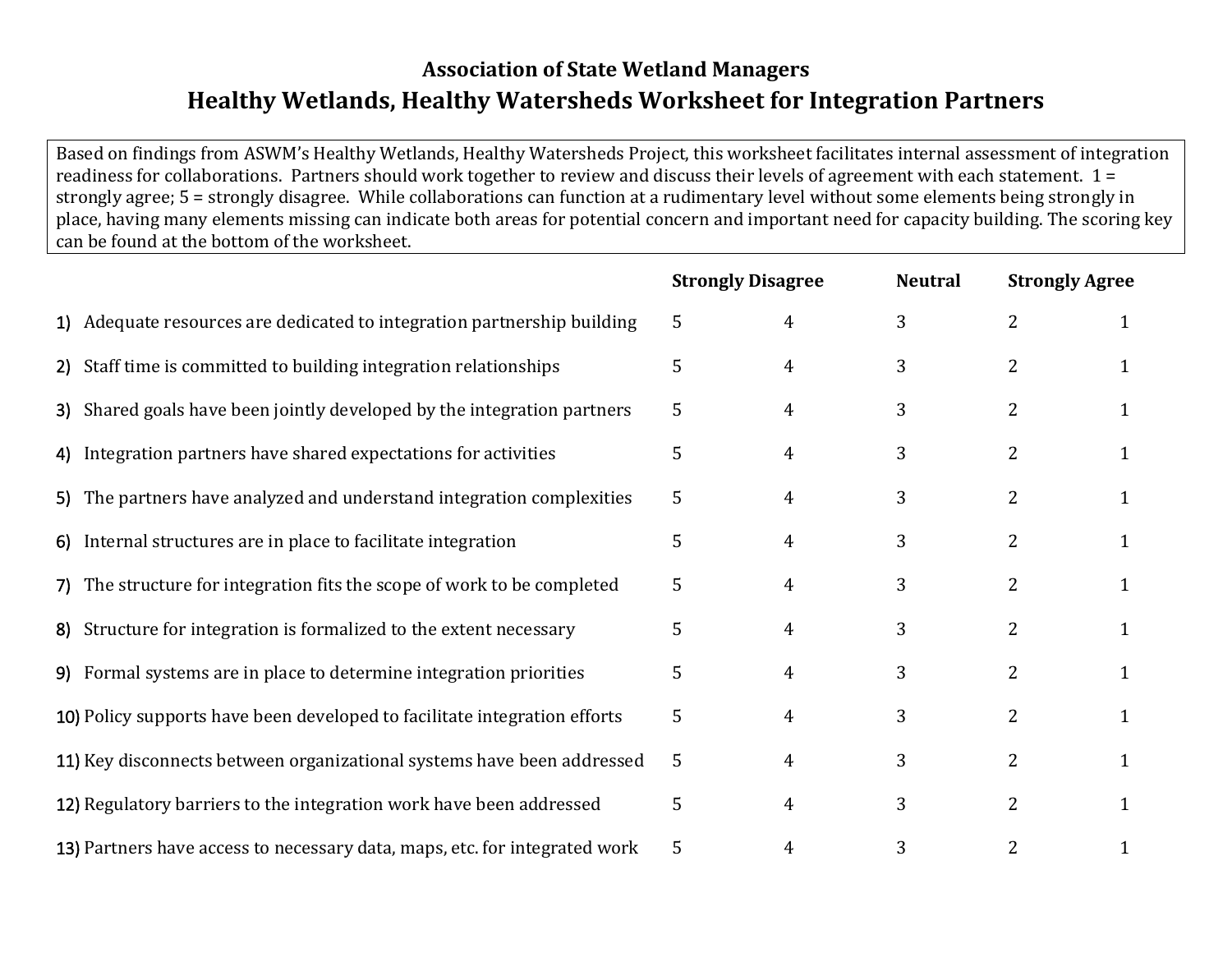**Association of State Wetland Managers**

# Healthy Wetlands, Healthy Watersheds Worksheet for Integration Partners

Based on findings from ASWM's Healthy Wetlands, Healthy Watersheds Project, this worksheet facilitates internal assessment of integration readiness for collaborations. Partners should work together to review and discuss their levels of agreement with each statement. 1 = strongly agree; 5 = strongly disagree. While collaborations can function at a rudimentary level without some elements being strongly in place, having many elements missing can indicate both areas for potential concern and important need for capacity building. The scoring key can be found at the bottom of the worksheet.

| | Strongly Disagree | | Neutral | Strongly Agree | |
|---|---|---|---|---|---|
| 1) Adequate resources are dedicated to integration partnership building | 5 | 4 | 3 | 2 | 1 |
| 2) Staff time is committed to building integration relationships | 5 | 4 | 3 | 2 | 1 |
| 3) Shared goals have been jointly developed by the integration partners | 5 | 4 | 3 | 2 | 1 |
| 4) Integration partners have shared expectations for activities | 5 | 4 | 3 | 2 | 1 |
| 5) The partners have analyzed and understand integration complexities | 5 | 4 | 3 | 2 | 1 |
| 6) Internal structures are in place to facilitate integration | 5 | 4 | 3 | 2 | 1 |
| 7) The structure for integration fits the scope of work to be completed | 5 | 4 | 3 | 2 | 1 |
| 8) Structure for integration is formalized to the extent necessary | 5 | 4 | 3 | 2 | 1 |
| 9) Formal systems are in place to determine integration priorities | 5 | 4 | 3 | 2 | 1 |
| 10) Policy supports have been developed to facilitate integration efforts | 5 | 4 | 3 | 2 | 1 |
| 11) Key disconnects between organizational systems have been addressed | 5 | 4 | 3 | 2 | 1 |
| 12) Regulatory barriers to the integration work have been addressed | 5 | 4 | 3 | 2 | 1 |
| 13) Partners have access to necessary data, maps, etc. for integrated work | 5 | 4 | 3 | 2 | 1 |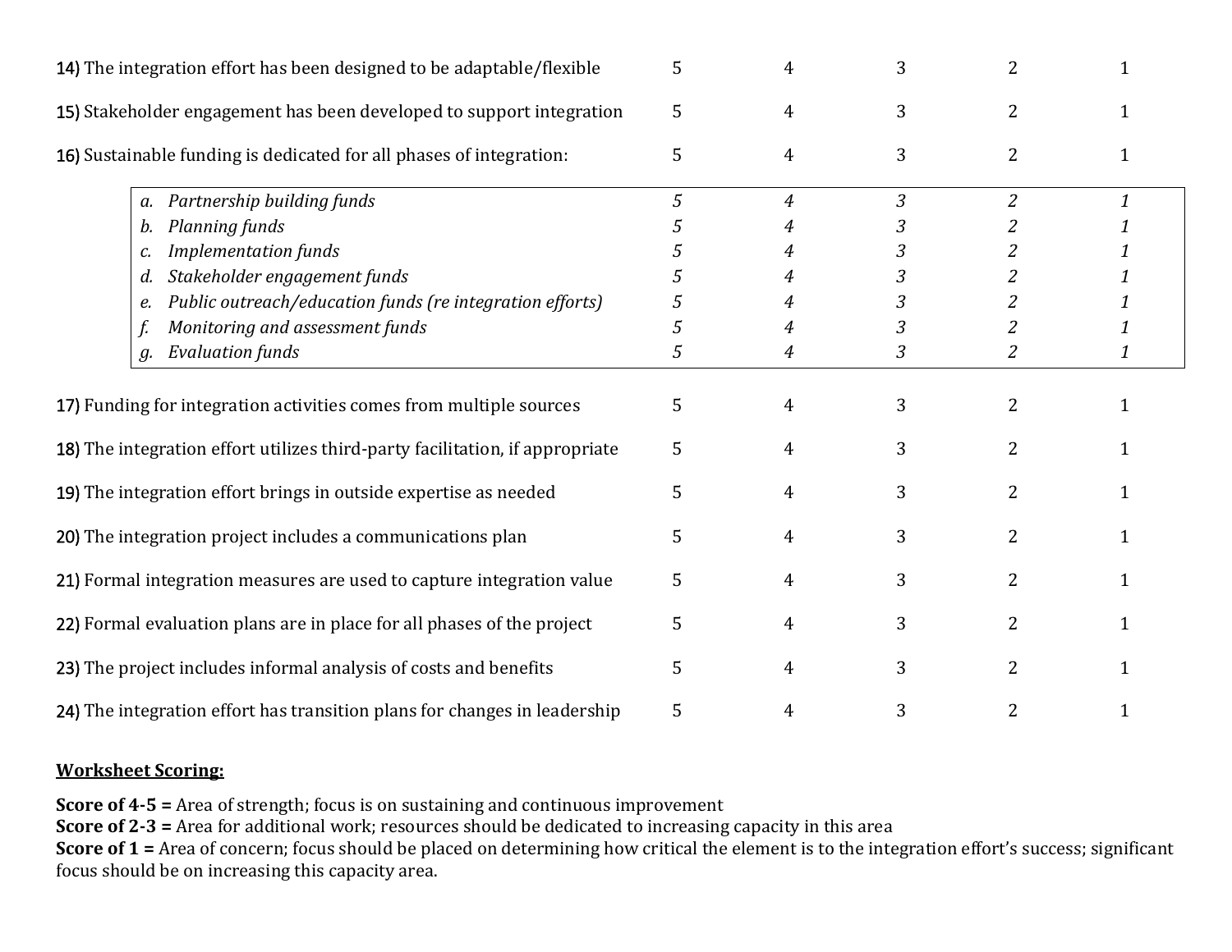| | | | | | |
|---|---|---|---|---|---|
| 14) The integration effort has been designed to be adaptable/flexible | 5 | 4 | 3 | 2 | 1 |
| 15) Stakeholder engagement has been developed to support integration | 5 | 4 | 3 | 2 | 1 |
| 16) Sustainable funding is dedicated for all phases of integration: | 5 | 4 | 3 | 2 | 1 |
| *a. Partnership building funds* | *5* | *4* | *3* | *2* | *1* |
| *b. Planning funds* | *5* | *4* | *3* | *2* | *1* |
| *c. Implementation funds* | *5* | *4* | *3* | *2* | *1* |
| *d. Stakeholder engagement funds* | *5* | *4* | *3* | *2* | *1* |
| *e. Public outreach/education funds (re integration efforts)* | *5* | *4* | *3* | *2* | *1* |
| *f. Monitoring and assessment funds* | *5* | *4* | *3* | *2* | *1* |
| *g. Evaluation funds* | *5* | *4* | *3* | *2* | *1* |
| 17) Funding for integration activities comes from multiple sources | 5 | 4 | 3 | 2 | 1 |
| 18) The integration effort utilizes third-party facilitation, if appropriate | 5 | 4 | 3 | 2 | 1 |
| 19) The integration effort brings in outside expertise as needed | 5 | 4 | 3 | 2 | 1 |
| 20) The integration project includes a communications plan | 5 | 4 | 3 | 2 | 1 |
| 21) Formal integration measures are used to capture integration value | 5 | 4 | 3 | 2 | 1 |
| 22) Formal evaluation plans are in place for all phases of the project | 5 | 4 | 3 | 2 | 1 |
| 23) The project includes informal analysis of costs and benefits | 5 | 4 | 3 | 2 | 1 |
| 24) The integration effort has transition plans for changes in leadership | 5 | 4 | 3 | 2 | 1 |

**Worksheet Scoring:**

**Score of 4-5 =** Area of strength; focus is on sustaining and continuous improvement
**Score of 2-3 =** Area for additional work; resources should be dedicated to increasing capacity in this area
**Score of 1 =** Area of concern; focus should be placed on determining how critical the element is to the integration effort's success; significant focus should be on increasing this capacity area.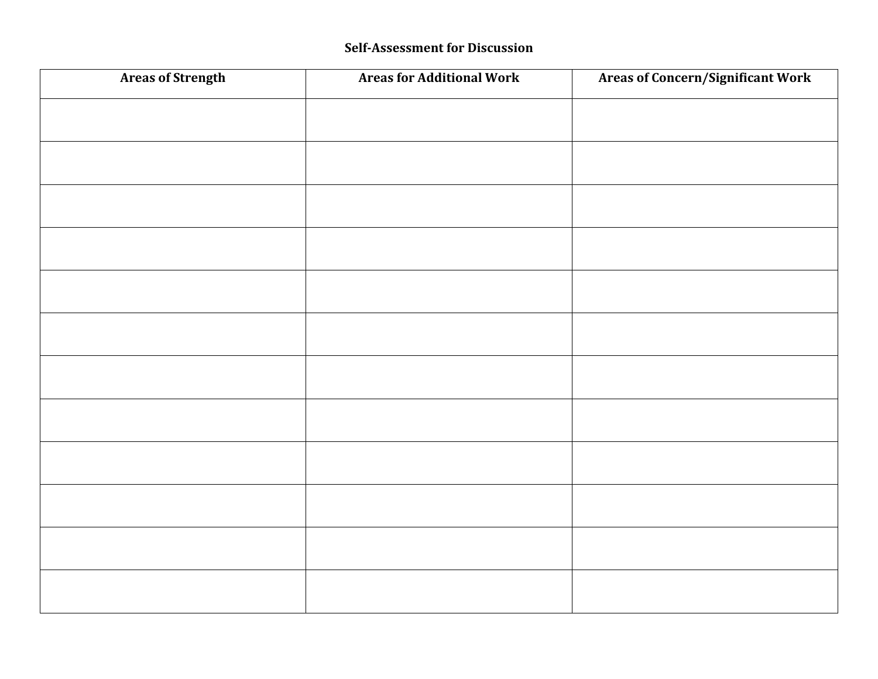**Self-Assessment for Discussion**

| Areas of Strength | Areas for Additional Work | Areas of Concern/Significant Work |
| --- | --- | --- |
| | | |
| | | |
| | | |
| | | |
| | | |
| | | |
| | | |
| | | |
| | | |
| | | |
| | | |
| | | |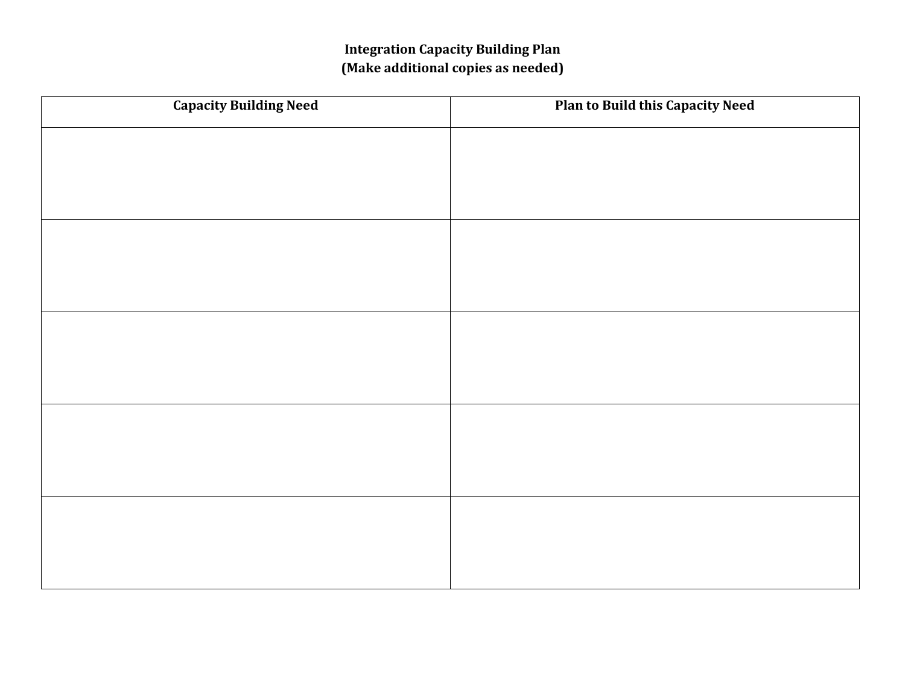**Integration Capacity Building Plan**
**(Make additional copies as needed)**

| Capacity Building Need | Plan to Build this Capacity Need |
| --- | --- |
| | |
| | |
| | |
| | |
| | |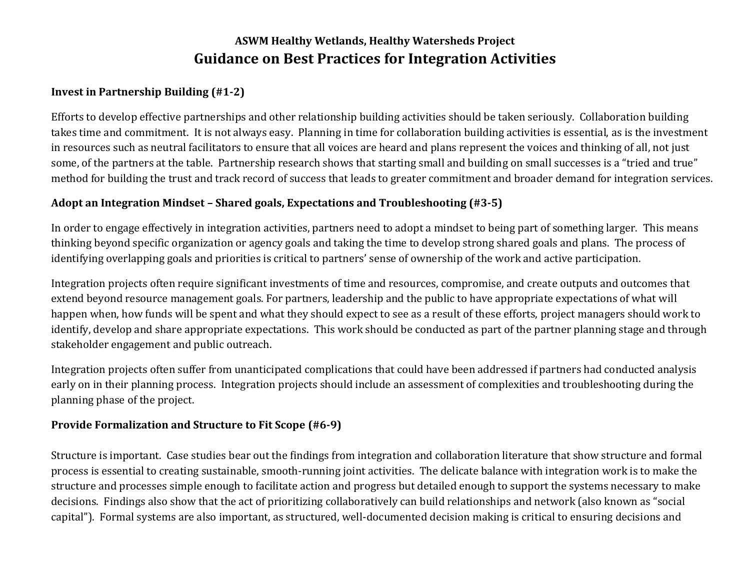ASWM Healthy Wetlands, Healthy Watersheds Project

# Guidance on Best Practices for Integration Activities

## Invest in Partnership Building (#1-2)

Efforts to develop effective partnerships and other relationship building activities should be taken seriously. Collaboration building takes time and commitment. It is not always easy. Planning in time for collaboration building activities is essential, as is the investment in resources such as neutral facilitators to ensure that all voices are heard and plans represent the voices and thinking of all, not just some, of the partners at the table. Partnership research shows that starting small and building on small successes is a "tried and true" method for building the trust and track record of success that leads to greater commitment and broader demand for integration services.

## Adopt an Integration Mindset – Shared goals, Expectations and Troubleshooting (#3-5)

In order to engage effectively in integration activities, partners need to adopt a mindset to being part of something larger. This means thinking beyond specific organization or agency goals and taking the time to develop strong shared goals and plans. The process of identifying overlapping goals and priorities is critical to partners' sense of ownership of the work and active participation.

Integration projects often require significant investments of time and resources, compromise, and create outputs and outcomes that extend beyond resource management goals. For partners, leadership and the public to have appropriate expectations of what will happen when, how funds will be spent and what they should expect to see as a result of these efforts, project managers should work to identify, develop and share appropriate expectations. This work should be conducted as part of the partner planning stage and through stakeholder engagement and public outreach.

Integration projects often suffer from unanticipated complications that could have been addressed if partners had conducted analysis early on in their planning process. Integration projects should include an assessment of complexities and troubleshooting during the planning phase of the project.

## Provide Formalization and Structure to Fit Scope (#6-9)

Structure is important. Case studies bear out the findings from integration and collaboration literature that show structure and formal process is essential to creating sustainable, smooth-running joint activities. The delicate balance with integration work is to make the structure and processes simple enough to facilitate action and progress but detailed enough to support the systems necessary to make decisions. Findings also show that the act of prioritizing collaboratively can build relationships and network (also known as "social capital"). Formal systems are also important, as structured, well-documented decision making is critical to ensuring decisions and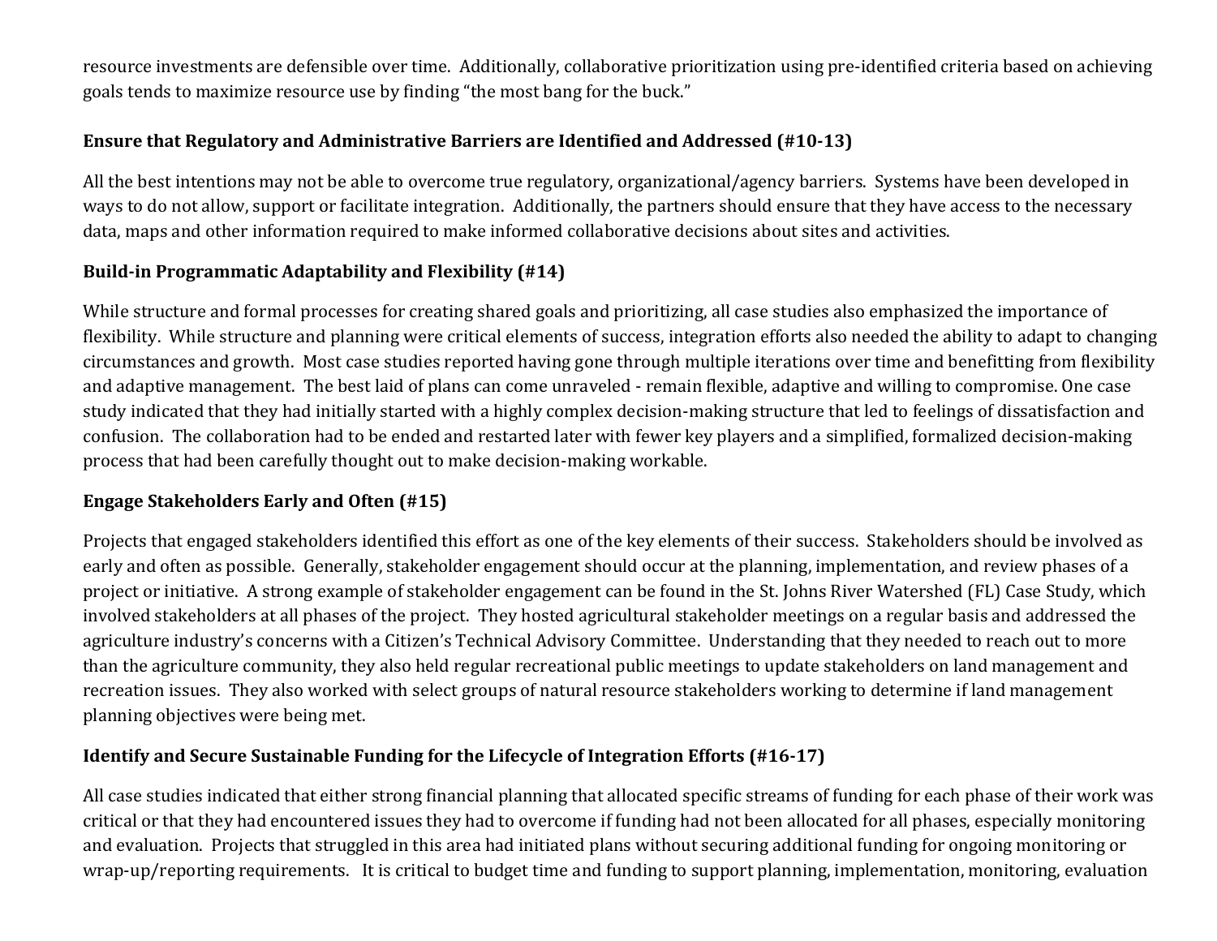resource investments are defensible over time. Additionally, collaborative prioritization using pre-identified criteria based on achieving goals tends to maximize resource use by finding "the most bang for the buck."

**Ensure that Regulatory and Administrative Barriers are Identified and Addressed (#10-13)**

All the best intentions may not be able to overcome true regulatory, organizational/agency barriers. Systems have been developed in ways to do not allow, support or facilitate integration. Additionally, the partners should ensure that they have access to the necessary data, maps and other information required to make informed collaborative decisions about sites and activities.

**Build-in Programmatic Adaptability and Flexibility (#14)**

While structure and formal processes for creating shared goals and prioritizing, all case studies also emphasized the importance of flexibility. While structure and planning were critical elements of success, integration efforts also needed the ability to adapt to changing circumstances and growth. Most case studies reported having gone through multiple iterations over time and benefitting from flexibility and adaptive management. The best laid of plans can come unraveled - remain flexible, adaptive and willing to compromise. One case study indicated that they had initially started with a highly complex decision-making structure that led to feelings of dissatisfaction and confusion. The collaboration had to be ended and restarted later with fewer key players and a simplified, formalized decision-making process that had been carefully thought out to make decision-making workable.

**Engage Stakeholders Early and Often (#15)**

Projects that engaged stakeholders identified this effort as one of the key elements of their success. Stakeholders should be involved as early and often as possible. Generally, stakeholder engagement should occur at the planning, implementation, and review phases of a project or initiative. A strong example of stakeholder engagement can be found in the St. Johns River Watershed (FL) Case Study, which involved stakeholders at all phases of the project. They hosted agricultural stakeholder meetings on a regular basis and addressed the agriculture industry's concerns with a Citizen's Technical Advisory Committee. Understanding that they needed to reach out to more than the agriculture community, they also held regular recreational public meetings to update stakeholders on land management and recreation issues. They also worked with select groups of natural resource stakeholders working to determine if land management planning objectives were being met.

**Identify and Secure Sustainable Funding for the Lifecycle of Integration Efforts (#16-17)**

All case studies indicated that either strong financial planning that allocated specific streams of funding for each phase of their work was critical or that they had encountered issues they had to overcome if funding had not been allocated for all phases, especially monitoring and evaluation. Projects that struggled in this area had initiated plans without securing additional funding for ongoing monitoring or wrap-up/reporting requirements. It is critical to budget time and funding to support planning, implementation, monitoring, evaluation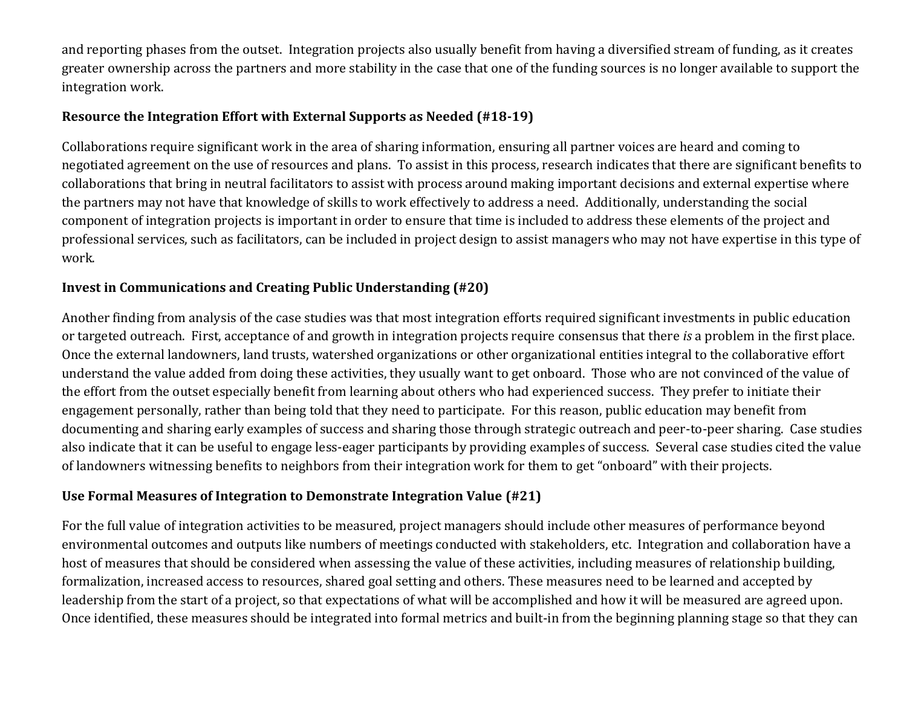and reporting phases from the outset. Integration projects also usually benefit from having a diversified stream of funding, as it creates greater ownership across the partners and more stability in the case that one of the funding sources is no longer available to support the integration work.

**Resource the Integration Effort with External Supports as Needed (#18-19)**

Collaborations require significant work in the area of sharing information, ensuring all partner voices are heard and coming to negotiated agreement on the use of resources and plans. To assist in this process, research indicates that there are significant benefits to collaborations that bring in neutral facilitators to assist with process around making important decisions and external expertise where the partners may not have that knowledge of skills to work effectively to address a need. Additionally, understanding the social component of integration projects is important in order to ensure that time is included to address these elements of the project and professional services, such as facilitators, can be included in project design to assist managers who may not have expertise in this type of work.

**Invest in Communications and Creating Public Understanding (#20)**

Another finding from analysis of the case studies was that most integration efforts required significant investments in public education or targeted outreach. First, acceptance of and growth in integration projects require consensus that there *is* a problem in the first place. Once the external landowners, land trusts, watershed organizations or other organizational entities integral to the collaborative effort understand the value added from doing these activities, they usually want to get onboard. Those who are not convinced of the value of the effort from the outset especially benefit from learning about others who had experienced success. They prefer to initiate their engagement personally, rather than being told that they need to participate. For this reason, public education may benefit from documenting and sharing early examples of success and sharing those through strategic outreach and peer-to-peer sharing. Case studies also indicate that it can be useful to engage less-eager participants by providing examples of success. Several case studies cited the value of landowners witnessing benefits to neighbors from their integration work for them to get "onboard" with their projects.

**Use Formal Measures of Integration to Demonstrate Integration Value (#21)**

For the full value of integration activities to be measured, project managers should include other measures of performance beyond environmental outcomes and outputs like numbers of meetings conducted with stakeholders, etc. Integration and collaboration have a host of measures that should be considered when assessing the value of these activities, including measures of relationship building, formalization, increased access to resources, shared goal setting and others. These measures need to be learned and accepted by leadership from the start of a project, so that expectations of what will be accomplished and how it will be measured are agreed upon. Once identified, these measures should be integrated into formal metrics and built-in from the beginning planning stage so that they can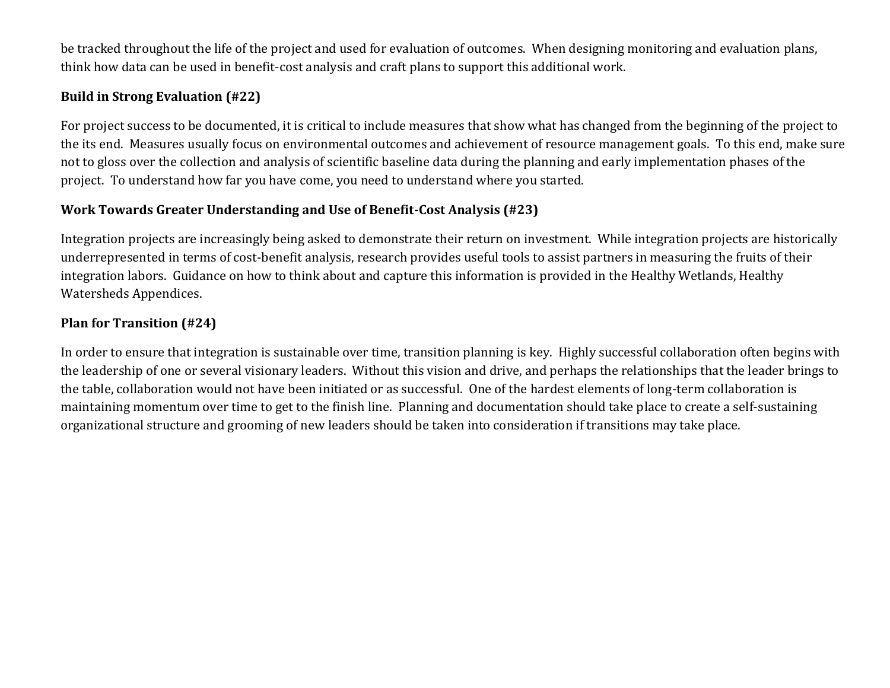be tracked throughout the life of the project and used for evaluation of outcomes. When designing monitoring and evaluation plans, think how data can be used in benefit-cost analysis and craft plans to support this additional work.

**Build in Strong Evaluation (#22)**

For project success to be documented, it is critical to include measures that show what has changed from the beginning of the project to the its end. Measures usually focus on environmental outcomes and achievement of resource management goals. To this end, make sure not to gloss over the collection and analysis of scientific baseline data during the planning and early implementation phases of the project. To understand how far you have come, you need to understand where you started.

**Work Towards Greater Understanding and Use of Benefit-Cost Analysis (#23)**

Integration projects are increasingly being asked to demonstrate their return on investment. While integration projects are historically underrepresented in terms of cost-benefit analysis, research provides useful tools to assist partners in measuring the fruits of their integration labors. Guidance on how to think about and capture this information is provided in the Healthy Wetlands, Healthy Watersheds Appendices.

**Plan for Transition (#24)**

In order to ensure that integration is sustainable over time, transition planning is key. Highly successful collaboration often begins with the leadership of one or several visionary leaders. Without this vision and drive, and perhaps the relationships that the leader brings to the table, collaboration would not have been initiated or as successful. One of the hardest elements of long-term collaboration is maintaining momentum over time to get to the finish line. Planning and documentation should take place to create a self-sustaining organizational structure and grooming of new leaders should be taken into consideration if transitions may take place.